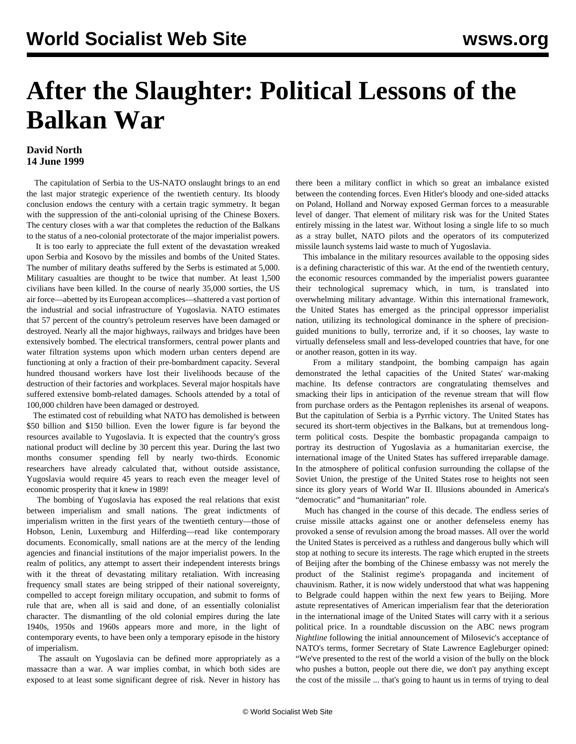# After the Slaughter: Political Lessons of the Balkan War

**David North**
**14 June 1999**

The capitulation of Serbia to the US-NATO onslaught brings to an end the last major strategic experience of the twentieth century. Its bloody conclusion endows the century with a certain tragic symmetry. It began with the suppression of the anti-colonial uprising of the Chinese Boxers. The century closes with a war that completes the reduction of the Balkans to the status of a neo-colonial protectorate of the major imperialist powers.

It is too early to appreciate the full extent of the devastation wreaked upon Serbia and Kosovo by the missiles and bombs of the United States. The number of military deaths suffered by the Serbs is estimated at 5,000. Military casualties are thought to be twice that number. At least 1,500 civilians have been killed. In the course of nearly 35,000 sorties, the US air force—abetted by its European accomplices—shattered a vast portion of the industrial and social infrastructure of Yugoslavia. NATO estimates that 57 percent of the country's petroleum reserves have been damaged or destroyed. Nearly all the major highways, railways and bridges have been extensively bombed. The electrical transformers, central power plants and water filtration systems upon which modern urban centers depend are functioning at only a fraction of their pre-bombardment capacity. Several hundred thousand workers have lost their livelihoods because of the destruction of their factories and workplaces. Several major hospitals have suffered extensive bomb-related damages. Schools attended by a total of 100,000 children have been damaged or destroyed.

The estimated cost of rebuilding what NATO has demolished is between $50 billion and $150 billion. Even the lower figure is far beyond the resources available to Yugoslavia. It is expected that the country's gross national product will decline by 30 percent this year. During the last two months consumer spending fell by nearly two-thirds. Economic researchers have already calculated that, without outside assistance, Yugoslavia would require 45 years to reach even the meager level of economic prosperity that it knew in 1989!

The bombing of Yugoslavia has exposed the real relations that exist between imperialism and small nations. The great indictments of imperialism written in the first years of the twentieth century—those of Hobson, Lenin, Luxemburg and Hilferding—read like contemporary documents. Economically, small nations are at the mercy of the lending agencies and financial institutions of the major imperialist powers. In the realm of politics, any attempt to assert their independent interests brings with it the threat of devastating military retaliation. With increasing frequency small states are being stripped of their national sovereignty, compelled to accept foreign military occupation, and submit to forms of rule that are, when all is said and done, of an essentially colonialist character. The dismantling of the old colonial empires during the late 1940s, 1950s and 1960s appears more and more, in the light of contemporary events, to have been only a temporary episode in the history of imperialism.

The assault on Yugoslavia can be defined more appropriately as a massacre than a war. A war implies combat, in which both sides are exposed to at least some significant degree of risk. Never in history has there been a military conflict in which so great an imbalance existed between the contending forces. Even Hitler's bloody and one-sided attacks on Poland, Holland and Norway exposed German forces to a measurable level of danger. That element of military risk was for the United States entirely missing in the latest war. Without losing a single life to so much as a stray bullet, NATO pilots and the operators of its computerized missile launch systems laid waste to much of Yugoslavia.

This imbalance in the military resources available to the opposing sides is a defining characteristic of this war. At the end of the twentieth century, the economic resources commanded by the imperialist powers guarantee their technological supremacy which, in turn, is translated into overwhelming military advantage. Within this international framework, the United States has emerged as the principal oppressor imperialist nation, utilizing its technological dominance in the sphere of precision-guided munitions to bully, terrorize and, if it so chooses, lay waste to virtually defenseless small and less-developed countries that have, for one or another reason, gotten in its way.

From a military standpoint, the bombing campaign has again demonstrated the lethal capacities of the United States' war-making machine. Its defense contractors are congratulating themselves and smacking their lips in anticipation of the revenue stream that will flow from purchase orders as the Pentagon replenishes its arsenal of weapons. But the capitulation of Serbia is a Pyrrhic victory. The United States has secured its short-term objectives in the Balkans, but at tremendous long-term political costs. Despite the bombastic propaganda campaign to portray its destruction of Yugoslavia as a humanitarian exercise, the international image of the United States has suffered irreparable damage. In the atmosphere of political confusion surrounding the collapse of the Soviet Union, the prestige of the United States rose to heights not seen since its glory years of World War II. Illusions abounded in America's "democratic" and "humanitarian" role.

Much has changed in the course of this decade. The endless series of cruise missile attacks against one or another defenseless enemy has provoked a sense of revulsion among the broad masses. All over the world the United States is perceived as a ruthless and dangerous bully which will stop at nothing to secure its interests. The rage which erupted in the streets of Beijing after the bombing of the Chinese embassy was not merely the product of the Stalinist regime's propaganda and incitement of chauvinism. Rather, it is now widely understood that what was happening to Belgrade could happen within the next few years to Beijing. More astute representatives of American imperialism fear that the deterioration in the international image of the United States will carry with it a serious political price. In a roundtable discussion on the ABC news program *Nightline* following the initial announcement of Milosevic's acceptance of NATO's terms, former Secretary of State Lawrence Eagleburger opined: "We've presented to the rest of the world a vision of the bully on the block who pushes a button, people out there die, we don't pay anything except the cost of the missile ... that's going to haunt us in terms of trying to deal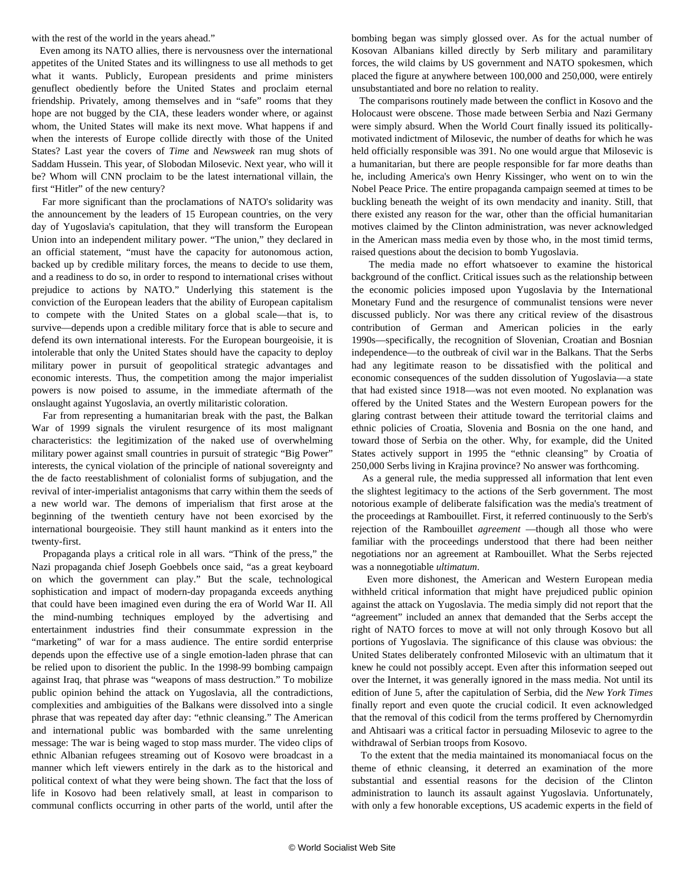with the rest of the world in the years ahead."

Even among its NATO allies, there is nervousness over the international appetites of the United States and its willingness to use all methods to get what it wants. Publicly, European presidents and prime ministers genuflect obediently before the United States and proclaim eternal friendship. Privately, among themselves and in "safe" rooms that they hope are not bugged by the CIA, these leaders wonder where, or against whom, the United States will make its next move. What happens if and when the interests of Europe collide directly with those of the United States? Last year the covers of *Time* and *Newsweek* ran mug shots of Saddam Hussein. This year, of Slobodan Milosevic. Next year, who will it be? Whom will CNN proclaim to be the latest international villain, the first "Hitler" of the new century?

Far more significant than the proclamations of NATO's solidarity was the announcement by the leaders of 15 European countries, on the very day of Yugoslavia's capitulation, that they will transform the European Union into an independent military power. "The union," they declared in an official statement, "must have the capacity for autonomous action, backed up by credible military forces, the means to decide to use them, and a readiness to do so, in order to respond to international crises without prejudice to actions by NATO." Underlying this statement is the conviction of the European leaders that the ability of European capitalism to compete with the United States on a global scale—that is, to survive—depends upon a credible military force that is able to secure and defend its own international interests. For the European bourgeoisie, it is intolerable that only the United States should have the capacity to deploy military power in pursuit of geopolitical strategic advantages and economic interests. Thus, the competition among the major imperialist powers is now poised to assume, in the immediate aftermath of the onslaught against Yugoslavia, an overtly militaristic coloration.

Far from representing a humanitarian break with the past, the Balkan War of 1999 signals the virulent resurgence of its most malignant characteristics: the legitimization of the naked use of overwhelming military power against small countries in pursuit of strategic "Big Power" interests, the cynical violation of the principle of national sovereignty and the de facto reestablishment of colonialist forms of subjugation, and the revival of inter-imperialist antagonisms that carry within them the seeds of a new world war. The demons of imperialism that first arose at the beginning of the twentieth century have not been exorcised by the international bourgeoisie. They still haunt mankind as it enters into the twenty-first.

Propaganda plays a critical role in all wars. "Think of the press," the Nazi propaganda chief Joseph Goebbels once said, "as a great keyboard on which the government can play." But the scale, technological sophistication and impact of modern-day propaganda exceeds anything that could have been imagined even during the era of World War II. All the mind-numbing techniques employed by the advertising and entertainment industries find their consummate expression in the "marketing" of war for a mass audience. The entire sordid enterprise depends upon the effective use of a single emotion-laden phrase that can be relied upon to disorient the public. In the 1998-99 bombing campaign against Iraq, that phrase was "weapons of mass destruction." To mobilize public opinion behind the attack on Yugoslavia, all the contradictions, complexities and ambiguities of the Balkans were dissolved into a single phrase that was repeated day after day: "ethnic cleansing." The American and international public was bombarded with the same unrelenting message: The war is being waged to stop mass murder. The video clips of ethnic Albanian refugees streaming out of Kosovo were broadcast in a manner which left viewers entirely in the dark as to the historical and political context of what they were being shown. The fact that the loss of life in Kosovo had been relatively small, at least in comparison to communal conflicts occurring in other parts of the world, until after the bombing began was simply glossed over. As for the actual number of Kosovan Albanians killed directly by Serb military and paramilitary forces, the wild claims by US government and NATO spokesmen, which placed the figure at anywhere between 100,000 and 250,000, were entirely unsubstantiated and bore no relation to reality.

The comparisons routinely made between the conflict in Kosovo and the Holocaust were obscene. Those made between Serbia and Nazi Germany were simply absurd. When the World Court finally issued its politically-motivated indictment of Milosevic, the number of deaths for which he was held officially responsible was 391. No one would argue that Milosevic is a humanitarian, but there are people responsible for far more deaths than he, including America's own Henry Kissinger, who went on to win the Nobel Peace Price. The entire propaganda campaign seemed at times to be buckling beneath the weight of its own mendacity and inanity. Still, that there existed any reason for the war, other than the official humanitarian motives claimed by the Clinton administration, was never acknowledged in the American mass media even by those who, in the most timid terms, raised questions about the decision to bomb Yugoslavia.

The media made no effort whatsoever to examine the historical background of the conflict. Critical issues such as the relationship between the economic policies imposed upon Yugoslavia by the International Monetary Fund and the resurgence of communalist tensions were never discussed publicly. Nor was there any critical review of the disastrous contribution of German and American policies in the early 1990s—specifically, the recognition of Slovenian, Croatian and Bosnian independence—to the outbreak of civil war in the Balkans. That the Serbs had any legitimate reason to be dissatisfied with the political and economic consequences of the sudden dissolution of Yugoslavia—a state that had existed since 1918—was not even mooted. No explanation was offered by the United States and the Western European powers for the glaring contrast between their attitude toward the territorial claims and ethnic policies of Croatia, Slovenia and Bosnia on the one hand, and toward those of Serbia on the other. Why, for example, did the United States actively support in 1995 the "ethnic cleansing" by Croatia of 250,000 Serbs living in Krajina province? No answer was forthcoming.

As a general rule, the media suppressed all information that lent even the slightest legitimacy to the actions of the Serb government. The most notorious example of deliberate falsification was the media's treatment of the proceedings at Rambouillet. First, it referred continuously to the Serb's rejection of the Rambouillet *agreement* —though all those who were familiar with the proceedings understood that there had been neither negotiations nor an agreement at Rambouillet. What the Serbs rejected was a nonnegotiable *ultimatum*.

Even more dishonest, the American and Western European media withheld critical information that might have prejudiced public opinion against the attack on Yugoslavia. The media simply did not report that the "agreement" included an annex that demanded that the Serbs accept the right of NATO forces to move at will not only through Kosovo but all portions of Yugoslavia. The significance of this clause was obvious: the United States deliberately confronted Milosevic with an ultimatum that it knew he could not possibly accept. Even after this information seeped out over the Internet, it was generally ignored in the mass media. Not until its edition of June 5, after the capitulation of Serbia, did the *New York Times* finally report and even quote the crucial codicil. It even acknowledged that the removal of this codicil from the terms proffered by Chernomyrdin and Ahtisaari was a critical factor in persuading Milosevic to agree to the withdrawal of Serbian troops from Kosovo.

To the extent that the media maintained its monomaniacal focus on the theme of ethnic cleansing, it deterred an examination of the more substantial and essential reasons for the decision of the Clinton administration to launch its assault against Yugoslavia. Unfortunately, with only a few honorable exceptions, US academic experts in the field of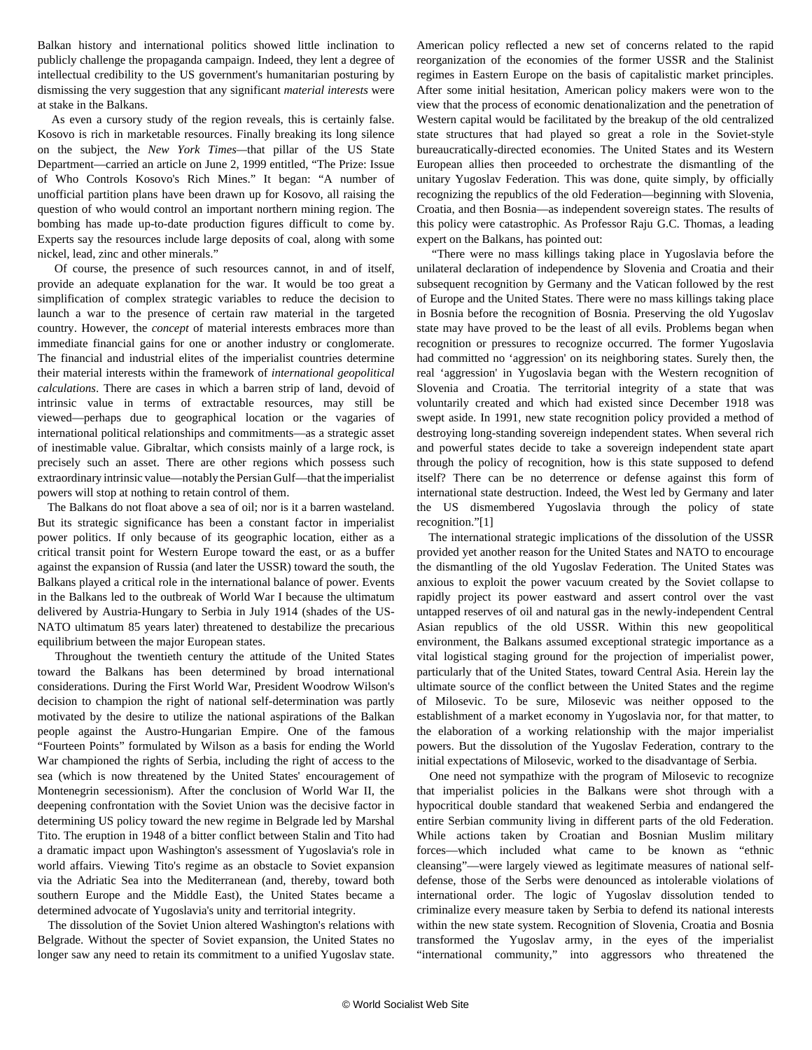Balkan history and international politics showed little inclination to publicly challenge the propaganda campaign. Indeed, they lent a degree of intellectual credibility to the US government's humanitarian posturing by dismissing the very suggestion that any significant *material interests* were at stake in the Balkans.

As even a cursory study of the region reveals, this is certainly false. Kosovo is rich in marketable resources. Finally breaking its long silence on the subject, the *New York Times*—that pillar of the US State Department—carried an article on June 2, 1999 entitled, "The Prize: Issue of Who Controls Kosovo's Rich Mines." It began: "A number of unofficial partition plans have been drawn up for Kosovo, all raising the question of who would control an important northern mining region. The bombing has made up-to-date production figures difficult to come by. Experts say the resources include large deposits of coal, along with some nickel, lead, zinc and other minerals."

Of course, the presence of such resources cannot, in and of itself, provide an adequate explanation for the war. It would be too great a simplification of complex strategic variables to reduce the decision to launch a war to the presence of certain raw material in the targeted country. However, the *concept* of material interests embraces more than immediate financial gains for one or another industry or conglomerate. The financial and industrial elites of the imperialist countries determine their material interests within the framework of *international geopolitical calculations*. There are cases in which a barren strip of land, devoid of intrinsic value in terms of extractable resources, may still be viewed—perhaps due to geographical location or the vagaries of international political relationships and commitments—as a strategic asset of inestimable value. Gibraltar, which consists mainly of a large rock, is precisely such an asset. There are other regions which possess such extraordinary intrinsic value—notably the Persian Gulf—that the imperialist powers will stop at nothing to retain control of them.

The Balkans do not float above a sea of oil; nor is it a barren wasteland. But its strategic significance has been a constant factor in imperialist power politics. If only because of its geographic location, either as a critical transit point for Western Europe toward the east, or as a buffer against the expansion of Russia (and later the USSR) toward the south, the Balkans played a critical role in the international balance of power. Events in the Balkans led to the outbreak of World War I because the ultimatum delivered by Austria-Hungary to Serbia in July 1914 (shades of the US-NATO ultimatum 85 years later) threatened to destabilize the precarious equilibrium between the major European states.

Throughout the twentieth century the attitude of the United States toward the Balkans has been determined by broad international considerations. During the First World War, President Woodrow Wilson's decision to champion the right of national self-determination was partly motivated by the desire to utilize the national aspirations of the Balkan people against the Austro-Hungarian Empire. One of the famous "Fourteen Points" formulated by Wilson as a basis for ending the World War championed the rights of Serbia, including the right of access to the sea (which is now threatened by the United States' encouragement of Montenegrin secessionism). After the conclusion of World War II, the deepening confrontation with the Soviet Union was the decisive factor in determining US policy toward the new regime in Belgrade led by Marshal Tito. The eruption in 1948 of a bitter conflict between Stalin and Tito had a dramatic impact upon Washington's assessment of Yugoslavia's role in world affairs. Viewing Tito's regime as an obstacle to Soviet expansion via the Adriatic Sea into the Mediterranean (and, thereby, toward both southern Europe and the Middle East), the United States became a determined advocate of Yugoslavia's unity and territorial integrity.

The dissolution of the Soviet Union altered Washington's relations with Belgrade. Without the specter of Soviet expansion, the United States no longer saw any need to retain its commitment to a unified Yugoslav state. American policy reflected a new set of concerns related to the rapid reorganization of the economies of the former USSR and the Stalinist regimes in Eastern Europe on the basis of capitalistic market principles. After some initial hesitation, American policy makers were won to the view that the process of economic denationalization and the penetration of Western capital would be facilitated by the breakup of the old centralized state structures that had played so great a role in the Soviet-style bureaucratically-directed economies. The United States and its Western European allies then proceeded to orchestrate the dismantling of the unitary Yugoslav Federation. This was done, quite simply, by officially recognizing the republics of the old Federation—beginning with Slovenia, Croatia, and then Bosnia—as independent sovereign states. The results of this policy were catastrophic. As Professor Raju G.C. Thomas, a leading expert on the Balkans, has pointed out:

"There were no mass killings taking place in Yugoslavia before the unilateral declaration of independence by Slovenia and Croatia and their subsequent recognition by Germany and the Vatican followed by the rest of Europe and the United States. There were no mass killings taking place in Bosnia before the recognition of Bosnia. Preserving the old Yugoslav state may have proved to be the least of all evils. Problems began when recognition or pressures to recognize occurred. The former Yugoslavia had committed no 'aggression' on its neighboring states. Surely then, the real 'aggression' in Yugoslavia began with the Western recognition of Slovenia and Croatia. The territorial integrity of a state that was voluntarily created and which had existed since December 1918 was swept aside. In 1991, new state recognition policy provided a method of destroying long-standing sovereign independent states. When several rich and powerful states decide to take a sovereign independent state apart through the policy of recognition, how is this state supposed to defend itself? There can be no deterrence or defense against this form of international state destruction. Indeed, the West led by Germany and later the US dismembered Yugoslavia through the policy of state recognition."[1]

The international strategic implications of the dissolution of the USSR provided yet another reason for the United States and NATO to encourage the dismantling of the old Yugoslav Federation. The United States was anxious to exploit the power vacuum created by the Soviet collapse to rapidly project its power eastward and assert control over the vast untapped reserves of oil and natural gas in the newly-independent Central Asian republics of the old USSR. Within this new geopolitical environment, the Balkans assumed exceptional strategic importance as a vital logistical staging ground for the projection of imperialist power, particularly that of the United States, toward Central Asia. Herein lay the ultimate source of the conflict between the United States and the regime of Milosevic. To be sure, Milosevic was neither opposed to the establishment of a market economy in Yugoslavia nor, for that matter, to the elaboration of a working relationship with the major imperialist powers. But the dissolution of the Yugoslav Federation, contrary to the initial expectations of Milosevic, worked to the disadvantage of Serbia.

One need not sympathize with the program of Milosevic to recognize that imperialist policies in the Balkans were shot through with a hypocritical double standard that weakened Serbia and endangered the entire Serbian community living in different parts of the old Federation. While actions taken by Croatian and Bosnian Muslim military forces—which included what came to be known as "ethnic cleansing"—were largely viewed as legitimate measures of national self-defense, those of the Serbs were denounced as intolerable violations of international order. The logic of Yugoslav dissolution tended to criminalize every measure taken by Serbia to defend its national interests within the new state system. Recognition of Slovenia, Croatia and Bosnia transformed the Yugoslav army, in the eyes of the imperialist "international community," into aggressors who threatened the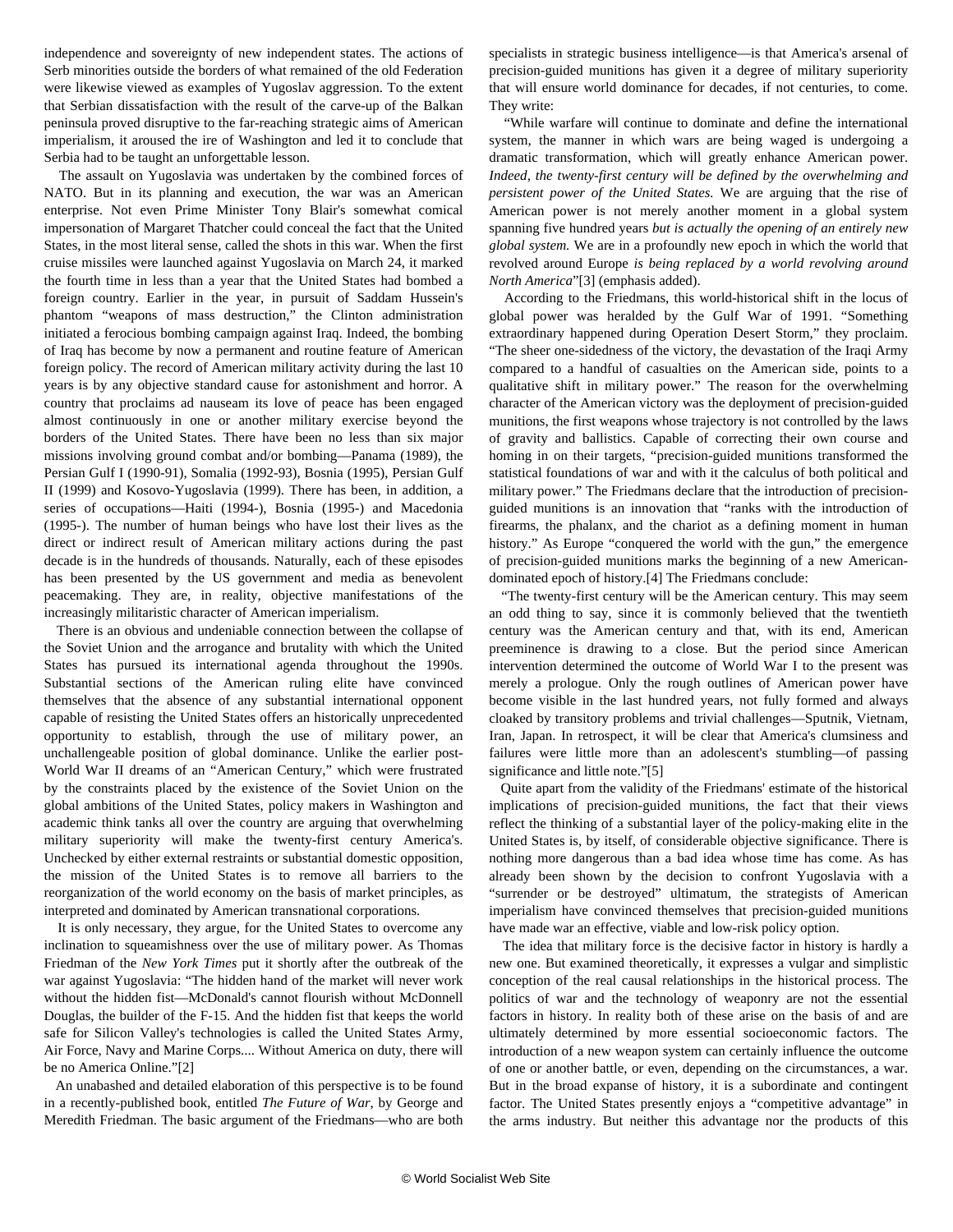independence and sovereignty of new independent states. The actions of Serb minorities outside the borders of what remained of the old Federation were likewise viewed as examples of Yugoslav aggression. To the extent that Serbian dissatisfaction with the result of the carve-up of the Balkan peninsula proved disruptive to the far-reaching strategic aims of American imperialism, it aroused the ire of Washington and led it to conclude that Serbia had to be taught an unforgettable lesson.

The assault on Yugoslavia was undertaken by the combined forces of NATO. But in its planning and execution, the war was an American enterprise. Not even Prime Minister Tony Blair's somewhat comical impersonation of Margaret Thatcher could conceal the fact that the United States, in the most literal sense, called the shots in this war. When the first cruise missiles were launched against Yugoslavia on March 24, it marked the fourth time in less than a year that the United States had bombed a foreign country. Earlier in the year, in pursuit of Saddam Hussein's phantom "weapons of mass destruction," the Clinton administration initiated a ferocious bombing campaign against Iraq. Indeed, the bombing of Iraq has become by now a permanent and routine feature of American foreign policy. The record of American military activity during the last 10 years is by any objective standard cause for astonishment and horror. A country that proclaims ad nauseam its love of peace has been engaged almost continuously in one or another military exercise beyond the borders of the United States. There have been no less than six major missions involving ground combat and/or bombing—Panama (1989), the Persian Gulf I (1990-91), Somalia (1992-93), Bosnia (1995), Persian Gulf II (1999) and Kosovo-Yugoslavia (1999). There has been, in addition, a series of occupations—Haiti (1994-), Bosnia (1995-) and Macedonia (1995-). The number of human beings who have lost their lives as the direct or indirect result of American military actions during the past decade is in the hundreds of thousands. Naturally, each of these episodes has been presented by the US government and media as benevolent peacemaking. They are, in reality, objective manifestations of the increasingly militaristic character of American imperialism.

There is an obvious and undeniable connection between the collapse of the Soviet Union and the arrogance and brutality with which the United States has pursued its international agenda throughout the 1990s. Substantial sections of the American ruling elite have convinced themselves that the absence of any substantial international opponent capable of resisting the United States offers an historically unprecedented opportunity to establish, through the use of military power, an unchallengeable position of global dominance. Unlike the earlier post-World War II dreams of an "American Century," which were frustrated by the constraints placed by the existence of the Soviet Union on the global ambitions of the United States, policy makers in Washington and academic think tanks all over the country are arguing that overwhelming military superiority will make the twenty-first century America's. Unchecked by either external restraints or substantial domestic opposition, the mission of the United States is to remove all barriers to the reorganization of the world economy on the basis of market principles, as interpreted and dominated by American transnational corporations.

It is only necessary, they argue, for the United States to overcome any inclination to squeamishness over the use of military power. As Thomas Friedman of the *New York Times* put it shortly after the outbreak of the war against Yugoslavia: "The hidden hand of the market will never work without the hidden fist—McDonald's cannot flourish without McDonnell Douglas, the builder of the F-15. And the hidden fist that keeps the world safe for Silicon Valley's technologies is called the United States Army, Air Force, Navy and Marine Corps.... Without America on duty, there will be no America Online."[2]

An unabashed and detailed elaboration of this perspective is to be found in a recently-published book, entitled *The Future of War*, by George and Meredith Friedman. The basic argument of the Friedmans—who are both specialists in strategic business intelligence—is that America's arsenal of precision-guided munitions has given it a degree of military superiority that will ensure world dominance for decades, if not centuries, to come. They write:

"While warfare will continue to dominate and define the international system, the manner in which wars are being waged is undergoing a dramatic transformation, which will greatly enhance American power. *Indeed, the twenty-first century will be defined by the overwhelming and persistent power of the United States.* We are arguing that the rise of American power is not merely another moment in a global system spanning five hundred years *but is actually the opening of an entirely new global system.* We are in a profoundly new epoch in which the world that revolved around Europe *is being replaced by a world revolving around North America*"[3] (emphasis added).

According to the Friedmans, this world-historical shift in the locus of global power was heralded by the Gulf War of 1991. "Something extraordinary happened during Operation Desert Storm," they proclaim. "The sheer one-sidedness of the victory, the devastation of the Iraqi Army compared to a handful of casualties on the American side, points to a qualitative shift in military power." The reason for the overwhelming character of the American victory was the deployment of precision-guided munitions, the first weapons whose trajectory is not controlled by the laws of gravity and ballistics. Capable of correcting their own course and homing in on their targets, "precision-guided munitions transformed the statistical foundations of war and with it the calculus of both political and military power." The Friedmans declare that the introduction of precision-guided munitions is an innovation that "ranks with the introduction of firearms, the phalanx, and the chariot as a defining moment in human history." As Europe "conquered the world with the gun," the emergence of precision-guided munitions marks the beginning of a new American-dominated epoch of history.[4] The Friedmans conclude:

"The twenty-first century will be the American century. This may seem an odd thing to say, since it is commonly believed that the twentieth century was the American century and that, with its end, American preeminence is drawing to a close. But the period since American intervention determined the outcome of World War I to the present was merely a prologue. Only the rough outlines of American power have become visible in the last hundred years, not fully formed and always cloaked by transitory problems and trivial challenges—Sputnik, Vietnam, Iran, Japan. In retrospect, it will be clear that America's clumsiness and failures were little more than an adolescent's stumbling—of passing significance and little note."[5]

Quite apart from the validity of the Friedmans' estimate of the historical implications of precision-guided munitions, the fact that their views reflect the thinking of a substantial layer of the policy-making elite in the United States is, by itself, of considerable objective significance. There is nothing more dangerous than a bad idea whose time has come. As has already been shown by the decision to confront Yugoslavia with a "surrender or be destroyed" ultimatum, the strategists of American imperialism have convinced themselves that precision-guided munitions have made war an effective, viable and low-risk policy option.

The idea that military force is the decisive factor in history is hardly a new one. But examined theoretically, it expresses a vulgar and simplistic conception of the real causal relationships in the historical process. The politics of war and the technology of weaponry are not the essential factors in history. In reality both of these arise on the basis of and are ultimately determined by more essential socioeconomic factors. The introduction of a new weapon system can certainly influence the outcome of one or another battle, or even, depending on the circumstances, a war. But in the broad expanse of history, it is a subordinate and contingent factor. The United States presently enjoys a "competitive advantage" in the arms industry. But neither this advantage nor the products of this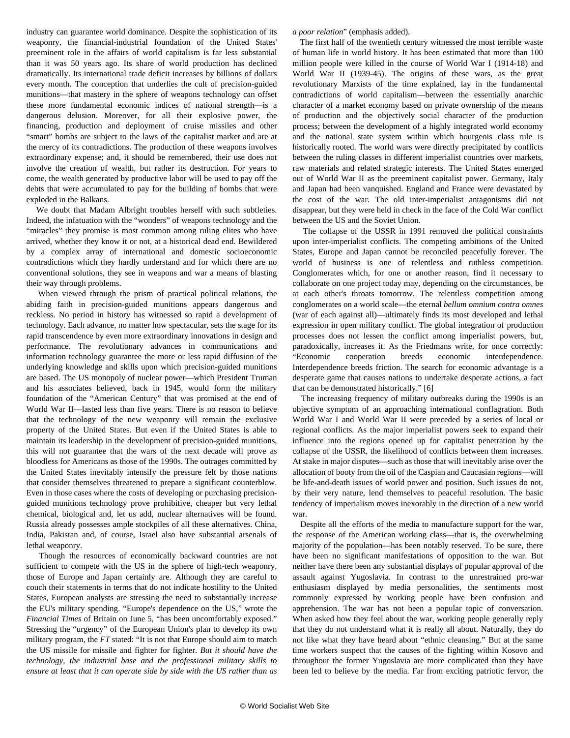industry can guarantee world dominance. Despite the sophistication of its weaponry, the financial-industrial foundation of the United States' preeminent role in the affairs of world capitalism is far less substantial than it was 50 years ago. Its share of world production has declined dramatically. Its international trade deficit increases by billions of dollars every month. The conception that underlies the cult of precision-guided munitions—that mastery in the sphere of weapons technology can offset these more fundamental economic indices of national strength—is a dangerous delusion. Moreover, for all their explosive power, the financing, production and deployment of cruise missiles and other "smart" bombs are subject to the laws of the capitalist market and are at the mercy of its contradictions. The production of these weapons involves extraordinary expense; and, it should be remembered, their use does not involve the creation of wealth, but rather its destruction. For years to come, the wealth generated by productive labor will be used to pay off the debts that were accumulated to pay for the building of bombs that were exploded in the Balkans.

We doubt that Madam Albright troubles herself with such subtleties. Indeed, the infatuation with the "wonders" of weapons technology and the "miracles" they promise is most common among ruling elites who have arrived, whether they know it or not, at a historical dead end. Bewildered by a complex array of international and domestic socioeconomic contradictions which they hardly understand and for which there are no conventional solutions, they see in weapons and war a means of blasting their way through problems.

When viewed through the prism of practical political relations, the abiding faith in precision-guided munitions appears dangerous and reckless. No period in history has witnessed so rapid a development of technology. Each advance, no matter how spectacular, sets the stage for its rapid transcendence by even more extraordinary innovations in design and performance. The revolutionary advances in communications and information technology guarantee the more or less rapid diffusion of the underlying knowledge and skills upon which precision-guided munitions are based. The US monopoly of nuclear power—which President Truman and his associates believed, back in 1945, would form the military foundation of the "American Century" that was promised at the end of World War II—lasted less than five years. There is no reason to believe that the technology of the new weaponry will remain the exclusive property of the United States. But even if the United States is able to maintain its leadership in the development of precision-guided munitions, this will not guarantee that the wars of the next decade will prove as bloodless for Americans as those of the 1990s. The outrages committed by the United States inevitably intensify the pressure felt by those nations that consider themselves threatened to prepare a significant counterblow. Even in those cases where the costs of developing or purchasing precision-guided munitions technology prove prohibitive, cheaper but very lethal chemical, biological and, let us add, nuclear alternatives will be found. Russia already possesses ample stockpiles of all these alternatives. China, India, Pakistan and, of course, Israel also have substantial arsenals of lethal weaponry.

Though the resources of economically backward countries are not sufficient to compete with the US in the sphere of high-tech weaponry, those of Europe and Japan certainly are. Although they are careful to couch their statements in terms that do not indicate hostility to the United States, European analysts are stressing the need to substantially increase the EU's military spending. "Europe's dependence on the US," wrote the *Financial Times* of Britain on June 5, "has been uncomfortably exposed." Stressing the "urgency" of the European Union's plan to develop its own military program, the *FT* stated: "It is not that Europe should aim to match the US missile for missile and fighter for fighter. *But it should have the technology, the industrial base and the professional military skills to ensure at least that it can operate side by side with the US rather than as a poor relation*" (emphasis added).

The first half of the twentieth century witnessed the most terrible waste of human life in world history. It has been estimated that more than 100 million people were killed in the course of World War I (1914-18) and World War II (1939-45). The origins of these wars, as the great revolutionary Marxists of the time explained, lay in the fundamental contradictions of world capitalism—between the essentially anarchic character of a market economy based on private ownership of the means of production and the objectively social character of the production process; between the development of a highly integrated world economy and the national state system within which bourgeois class rule is historically rooted. The world wars were directly precipitated by conflicts between the ruling classes in different imperialist countries over markets, raw materials and related strategic interests. The United States emerged out of World War II as the preeminent capitalist power. Germany, Italy and Japan had been vanquished. England and France were devastated by the cost of the war. The old inter-imperialist antagonisms did not disappear, but they were held in check in the face of the Cold War conflict between the US and the Soviet Union.

The collapse of the USSR in 1991 removed the political constraints upon inter-imperialist conflicts. The competing ambitions of the United States, Europe and Japan cannot be reconciled peacefully forever. The world of business is one of relentless and ruthless competition. Conglomerates which, for one or another reason, find it necessary to collaborate on one project today may, depending on the circumstances, be at each other's throats tomorrow. The relentless competition among conglomerates on a world scale—the eternal *bellum omnium contra omnes* (war of each against all)—ultimately finds its most developed and lethal expression in open military conflict. The global integration of production processes does not lessen the conflict among imperialist powers, but, paradoxically, increases it. As the Friedmans write, for once correctly: "Economic cooperation breeds economic interdependence. Interdependence breeds friction. The search for economic advantage is a desperate game that causes nations to undertake desperate actions, a fact that can be demonstrated historically." [6]

The increasing frequency of military outbreaks during the 1990s is an objective symptom of an approaching international conflagration. Both World War I and World War II were preceded by a series of local or regional conflicts. As the major imperialist powers seek to expand their influence into the regions opened up for capitalist penetration by the collapse of the USSR, the likelihood of conflicts between them increases. At stake in major disputes—such as those that will inevitably arise over the allocation of booty from the oil of the Caspian and Caucasian regions—will be life-and-death issues of world power and position. Such issues do not, by their very nature, lend themselves to peaceful resolution. The basic tendency of imperialism moves inexorably in the direction of a new world war.

Despite all the efforts of the media to manufacture support for the war, the response of the American working class—that is, the overwhelming majority of the population—has been notably reserved. To be sure, there have been no significant manifestations of opposition to the war. But neither have there been any substantial displays of popular approval of the assault against Yugoslavia. In contrast to the unrestrained pro-war enthusiasm displayed by media personalities, the sentiments most commonly expressed by working people have been confusion and apprehension. The war has not been a popular topic of conversation. When asked how they feel about the war, working people generally reply that they do not understand what it is really all about. Naturally, they do not like what they have heard about "ethnic cleansing." But at the same time workers suspect that the causes of the fighting within Kosovo and throughout the former Yugoslavia are more complicated than they have been led to believe by the media. Far from exciting patriotic fervor, the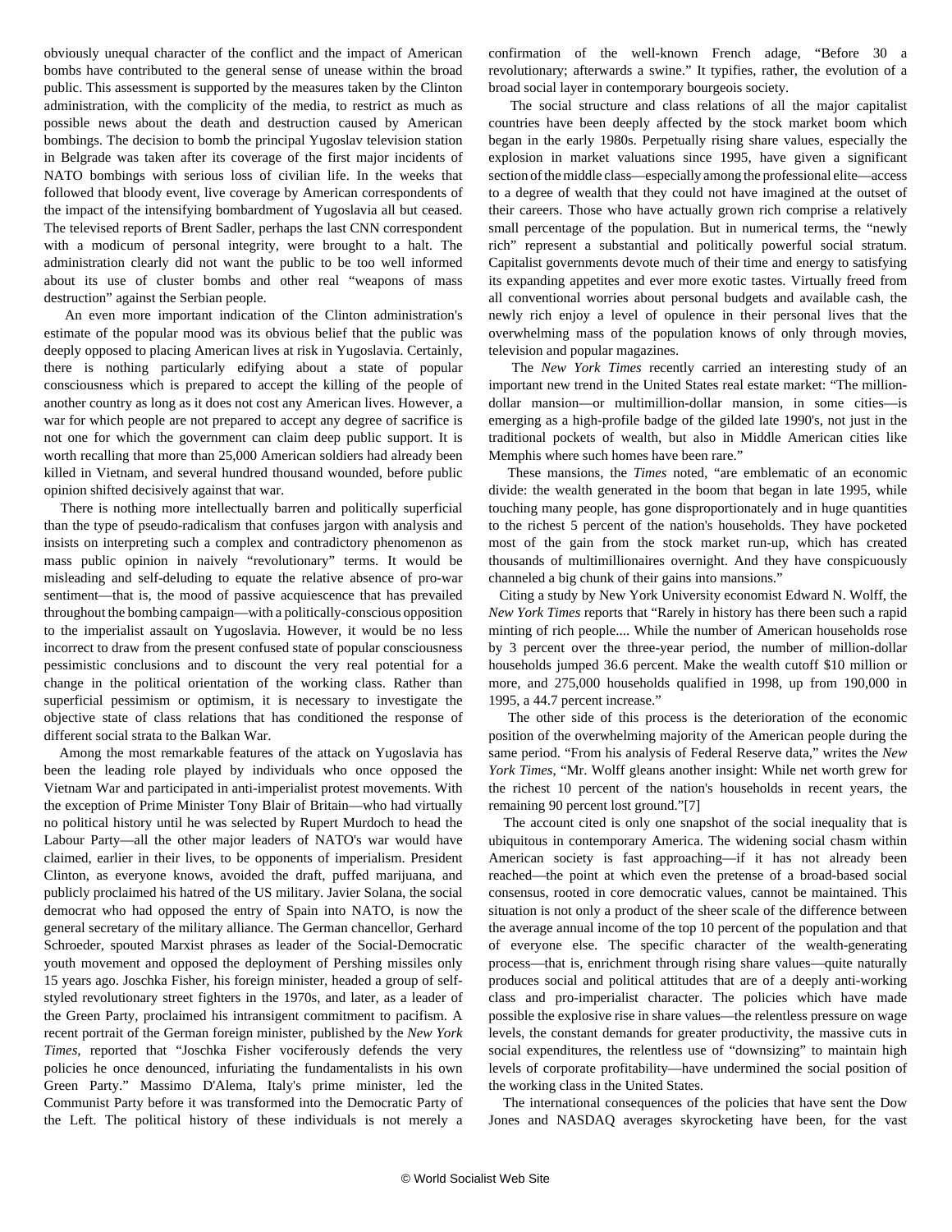obviously unequal character of the conflict and the impact of American bombs have contributed to the general sense of unease within the broad public. This assessment is supported by the measures taken by the Clinton administration, with the complicity of the media, to restrict as much as possible news about the death and destruction caused by American bombings. The decision to bomb the principal Yugoslav television station in Belgrade was taken after its coverage of the first major incidents of NATO bombings with serious loss of civilian life. In the weeks that followed that bloody event, live coverage by American correspondents of the impact of the intensifying bombardment of Yugoslavia all but ceased. The televised reports of Brent Sadler, perhaps the last CNN correspondent with a modicum of personal integrity, were brought to a halt. The administration clearly did not want the public to be too well informed about its use of cluster bombs and other real "weapons of mass destruction" against the Serbian people.

An even more important indication of the Clinton administration's estimate of the popular mood was its obvious belief that the public was deeply opposed to placing American lives at risk in Yugoslavia. Certainly, there is nothing particularly edifying about a state of popular consciousness which is prepared to accept the killing of the people of another country as long as it does not cost any American lives. However, a war for which people are not prepared to accept any degree of sacrifice is not one for which the government can claim deep public support. It is worth recalling that more than 25,000 American soldiers had already been killed in Vietnam, and several hundred thousand wounded, before public opinion shifted decisively against that war.

There is nothing more intellectually barren and politically superficial than the type of pseudo-radicalism that confuses jargon with analysis and insists on interpreting such a complex and contradictory phenomenon as mass public opinion in naively "revolutionary" terms. It would be misleading and self-deluding to equate the relative absence of pro-war sentiment—that is, the mood of passive acquiescence that has prevailed throughout the bombing campaign—with a politically-conscious opposition to the imperialist assault on Yugoslavia. However, it would be no less incorrect to draw from the present confused state of popular consciousness pessimistic conclusions and to discount the very real potential for a change in the political orientation of the working class. Rather than superficial pessimism or optimism, it is necessary to investigate the objective state of class relations that has conditioned the response of different social strata to the Balkan War.

Among the most remarkable features of the attack on Yugoslavia has been the leading role played by individuals who once opposed the Vietnam War and participated in anti-imperialist protest movements. With the exception of Prime Minister Tony Blair of Britain—who had virtually no political history until he was selected by Rupert Murdoch to head the Labour Party—all the other major leaders of NATO's war would have claimed, earlier in their lives, to be opponents of imperialism. President Clinton, as everyone knows, avoided the draft, puffed marijuana, and publicly proclaimed his hatred of the US military. Javier Solana, the social democrat who had opposed the entry of Spain into NATO, is now the general secretary of the military alliance. The German chancellor, Gerhard Schroeder, spouted Marxist phrases as leader of the Social-Democratic youth movement and opposed the deployment of Pershing missiles only 15 years ago. Joschka Fisher, his foreign minister, headed a group of self-styled revolutionary street fighters in the 1970s, and later, as a leader of the Green Party, proclaimed his intransigent commitment to pacifism. A recent portrait of the German foreign minister, published by the *New York Times*, reported that "Joschka Fisher vociferously defends the very policies he once denounced, infuriating the fundamentalists in his own Green Party." Massimo D'Alema, Italy's prime minister, led the Communist Party before it was transformed into the Democratic Party of the Left. The political history of these individuals is not merely a confirmation of the well-known French adage, "Before 30 a revolutionary; afterwards a swine." It typifies, rather, the evolution of a broad social layer in contemporary bourgeois society.

The social structure and class relations of all the major capitalist countries have been deeply affected by the stock market boom which began in the early 1980s. Perpetually rising share values, especially the explosion in market valuations since 1995, have given a significant section of the middle class—especially among the professional elite—access to a degree of wealth that they could not have imagined at the outset of their careers. Those who have actually grown rich comprise a relatively small percentage of the population. But in numerical terms, the "newly rich" represent a substantial and politically powerful social stratum. Capitalist governments devote much of their time and energy to satisfying its expanding appetites and ever more exotic tastes. Virtually freed from all conventional worries about personal budgets and available cash, the newly rich enjoy a level of opulence in their personal lives that the overwhelming mass of the population knows of only through movies, television and popular magazines.

The *New York Times* recently carried an interesting study of an important new trend in the United States real estate market: "The million-dollar mansion—or multimillion-dollar mansion, in some cities—is emerging as a high-profile badge of the gilded late 1990's, not just in the traditional pockets of wealth, but also in Middle American cities like Memphis where such homes have been rare."

These mansions, the *Times* noted, "are emblematic of an economic divide: the wealth generated in the boom that began in late 1995, while touching many people, has gone disproportionately and in huge quantities to the richest 5 percent of the nation's households. They have pocketed most of the gain from the stock market run-up, which has created thousands of multimillionaires overnight. And they have conspicuously channeled a big chunk of their gains into mansions."

Citing a study by New York University economist Edward N. Wolff, the *New York Times* reports that "Rarely in history has there been such a rapid minting of rich people.... While the number of American households rose by 3 percent over the three-year period, the number of million-dollar households jumped 36.6 percent. Make the wealth cutoff $10 million or more, and 275,000 households qualified in 1998, up from 190,000 in 1995, a 44.7 percent increase."

The other side of this process is the deterioration of the economic position of the overwhelming majority of the American people during the same period. "From his analysis of Federal Reserve data," writes the *New York Times*, "Mr. Wolff gleans another insight: While net worth grew for the richest 10 percent of the nation's households in recent years, the remaining 90 percent lost ground."[7]

The account cited is only one snapshot of the social inequality that is ubiquitous in contemporary America. The widening social chasm within American society is fast approaching—if it has not already been reached—the point at which even the pretense of a broad-based social consensus, rooted in core democratic values, cannot be maintained. This situation is not only a product of the sheer scale of the difference between the average annual income of the top 10 percent of the population and that of everyone else. The specific character of the wealth-generating process—that is, enrichment through rising share values—quite naturally produces social and political attitudes that are of a deeply anti-working class and pro-imperialist character. The policies which have made possible the explosive rise in share values—the relentless pressure on wage levels, the constant demands for greater productivity, the massive cuts in social expenditures, the relentless use of "downsizing" to maintain high levels of corporate profitability—have undermined the social position of the working class in the United States.

The international consequences of the policies that have sent the Dow Jones and NASDAQ averages skyrocketing have been, for the vast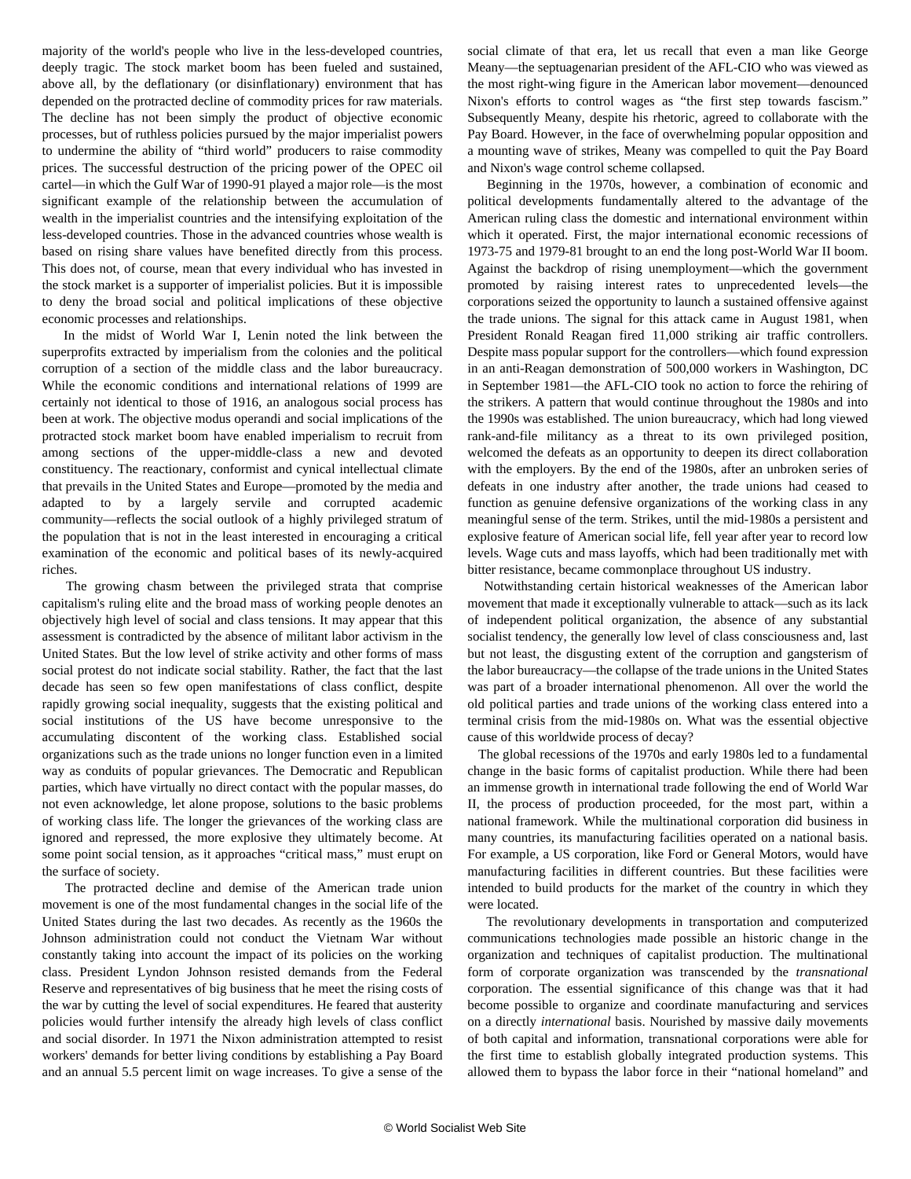majority of the world's people who live in the less-developed countries, deeply tragic. The stock market boom has been fueled and sustained, above all, by the deflationary (or disinflationary) environment that has depended on the protracted decline of commodity prices for raw materials. The decline has not been simply the product of objective economic processes, but of ruthless policies pursued by the major imperialist powers to undermine the ability of "third world" producers to raise commodity prices. The successful destruction of the pricing power of the OPEC oil cartel—in which the Gulf War of 1990-91 played a major role—is the most significant example of the relationship between the accumulation of wealth in the imperialist countries and the intensifying exploitation of the less-developed countries. Those in the advanced countries whose wealth is based on rising share values have benefited directly from this process. This does not, of course, mean that every individual who has invested in the stock market is a supporter of imperialist policies. But it is impossible to deny the broad social and political implications of these objective economic processes and relationships.

In the midst of World War I, Lenin noted the link between the superprofits extracted by imperialism from the colonies and the political corruption of a section of the middle class and the labor bureaucracy. While the economic conditions and international relations of 1999 are certainly not identical to those of 1916, an analogous social process has been at work. The objective modus operandi and social implications of the protracted stock market boom have enabled imperialism to recruit from among sections of the upper-middle-class a new and devoted constituency. The reactionary, conformist and cynical intellectual climate that prevails in the United States and Europe—promoted by the media and adapted to by a largely servile and corrupted academic community—reflects the social outlook of a highly privileged stratum of the population that is not in the least interested in encouraging a critical examination of the economic and political bases of its newly-acquired riches.

The growing chasm between the privileged strata that comprise capitalism's ruling elite and the broad mass of working people denotes an objectively high level of social and class tensions. It may appear that this assessment is contradicted by the absence of militant labor activism in the United States. But the low level of strike activity and other forms of mass social protest do not indicate social stability. Rather, the fact that the last decade has seen so few open manifestations of class conflict, despite rapidly growing social inequality, suggests that the existing political and social institutions of the US have become unresponsive to the accumulating discontent of the working class. Established social organizations such as the trade unions no longer function even in a limited way as conduits of popular grievances. The Democratic and Republican parties, which have virtually no direct contact with the popular masses, do not even acknowledge, let alone propose, solutions to the basic problems of working class life. The longer the grievances of the working class are ignored and repressed, the more explosive they ultimately become. At some point social tension, as it approaches "critical mass," must erupt on the surface of society.

The protracted decline and demise of the American trade union movement is one of the most fundamental changes in the social life of the United States during the last two decades. As recently as the 1960s the Johnson administration could not conduct the Vietnam War without constantly taking into account the impact of its policies on the working class. President Lyndon Johnson resisted demands from the Federal Reserve and representatives of big business that he meet the rising costs of the war by cutting the level of social expenditures. He feared that austerity policies would further intensify the already high levels of class conflict and social disorder. In 1971 the Nixon administration attempted to resist workers' demands for better living conditions by establishing a Pay Board and an annual 5.5 percent limit on wage increases. To give a sense of the social climate of that era, let us recall that even a man like George Meany—the septuagenarian president of the AFL-CIO who was viewed as the most right-wing figure in the American labor movement—denounced Nixon's efforts to control wages as "the first step towards fascism." Subsequently Meany, despite his rhetoric, agreed to collaborate with the Pay Board. However, in the face of overwhelming popular opposition and a mounting wave of strikes, Meany was compelled to quit the Pay Board and Nixon's wage control scheme collapsed.

Beginning in the 1970s, however, a combination of economic and political developments fundamentally altered to the advantage of the American ruling class the domestic and international environment within which it operated. First, the major international economic recessions of 1973-75 and 1979-81 brought to an end the long post-World War II boom. Against the backdrop of rising unemployment—which the government promoted by raising interest rates to unprecedented levels—the corporations seized the opportunity to launch a sustained offensive against the trade unions. The signal for this attack came in August 1981, when President Ronald Reagan fired 11,000 striking air traffic controllers. Despite mass popular support for the controllers—which found expression in an anti-Reagan demonstration of 500,000 workers in Washington, DC in September 1981—the AFL-CIO took no action to force the rehiring of the strikers. A pattern that would continue throughout the 1980s and into the 1990s was established. The union bureaucracy, which had long viewed rank-and-file militancy as a threat to its own privileged position, welcomed the defeats as an opportunity to deepen its direct collaboration with the employers. By the end of the 1980s, after an unbroken series of defeats in one industry after another, the trade unions had ceased to function as genuine defensive organizations of the working class in any meaningful sense of the term. Strikes, until the mid-1980s a persistent and explosive feature of American social life, fell year after year to record low levels. Wage cuts and mass layoffs, which had been traditionally met with bitter resistance, became commonplace throughout US industry.

Notwithstanding certain historical weaknesses of the American labor movement that made it exceptionally vulnerable to attack—such as its lack of independent political organization, the absence of any substantial socialist tendency, the generally low level of class consciousness and, last but not least, the disgusting extent of the corruption and gangsterism of the labor bureaucracy—the collapse of the trade unions in the United States was part of a broader international phenomenon. All over the world the old political parties and trade unions of the working class entered into a terminal crisis from the mid-1980s on. What was the essential objective cause of this worldwide process of decay?

The global recessions of the 1970s and early 1980s led to a fundamental change in the basic forms of capitalist production. While there had been an immense growth in international trade following the end of World War II, the process of production proceeded, for the most part, within a national framework. While the multinational corporation did business in many countries, its manufacturing facilities operated on a national basis. For example, a US corporation, like Ford or General Motors, would have manufacturing facilities in different countries. But these facilities were intended to build products for the market of the country in which they were located.

The revolutionary developments in transportation and computerized communications technologies made possible an historic change in the organization and techniques of capitalist production. The multinational form of corporate organization was transcended by the *transnational* corporation. The essential significance of this change was that it had become possible to organize and coordinate manufacturing and services on a directly *international* basis. Nourished by massive daily movements of both capital and information, transnational corporations were able for the first time to establish globally integrated production systems. This allowed them to bypass the labor force in their "national homeland" and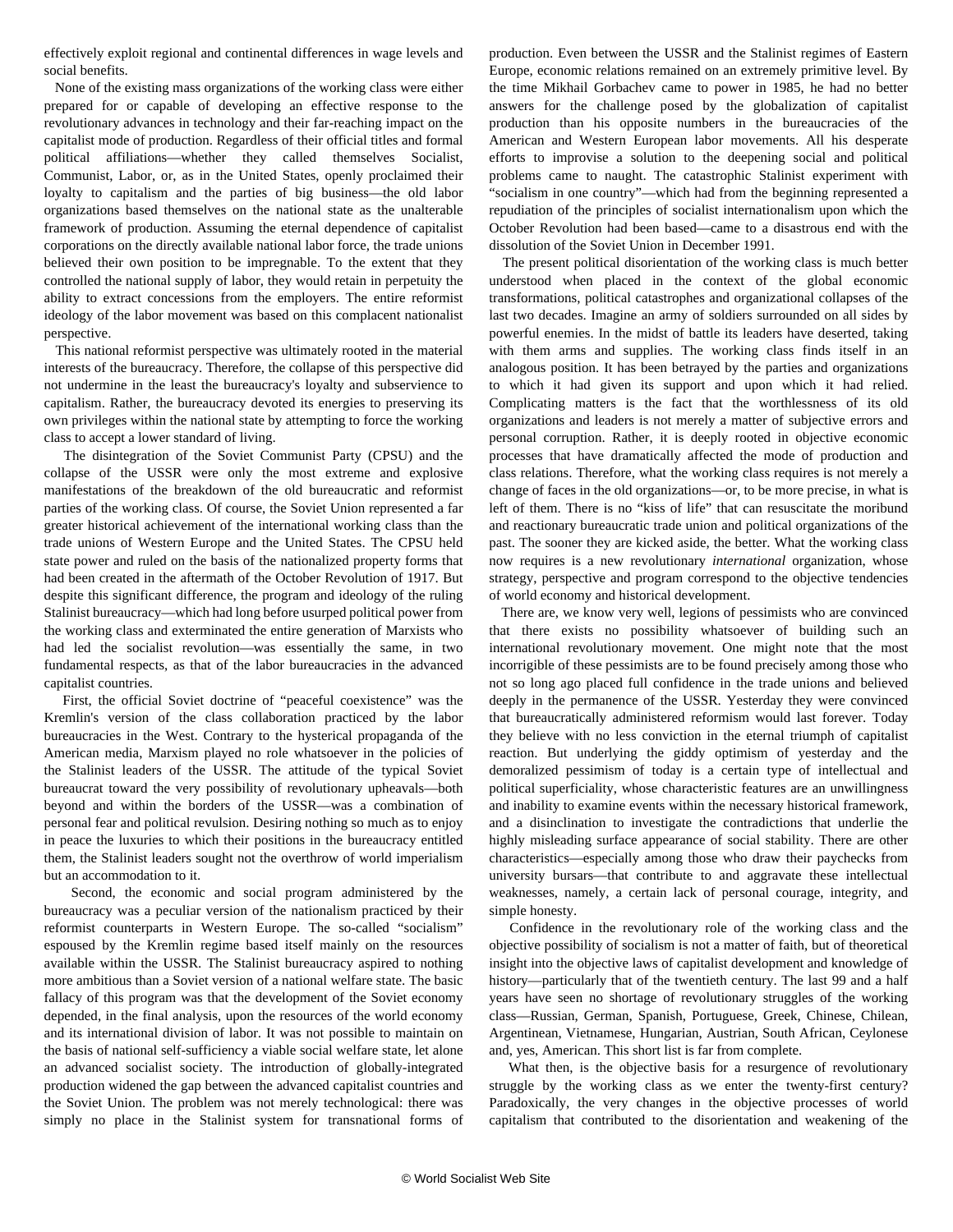effectively exploit regional and continental differences in wage levels and social benefits.

None of the existing mass organizations of the working class were either prepared for or capable of developing an effective response to the revolutionary advances in technology and their far-reaching impact on the capitalist mode of production. Regardless of their official titles and formal political affiliations—whether they called themselves Socialist, Communist, Labor, or, as in the United States, openly proclaimed their loyalty to capitalism and the parties of big business—the old labor organizations based themselves on the national state as the unalterable framework of production. Assuming the eternal dependence of capitalist corporations on the directly available national labor force, the trade unions believed their own position to be impregnable. To the extent that they controlled the national supply of labor, they would retain in perpetuity the ability to extract concessions from the employers. The entire reformist ideology of the labor movement was based on this complacent nationalist perspective.

This national reformist perspective was ultimately rooted in the material interests of the bureaucracy. Therefore, the collapse of this perspective did not undermine in the least the bureaucracy's loyalty and subservience to capitalism. Rather, the bureaucracy devoted its energies to preserving its own privileges within the national state by attempting to force the working class to accept a lower standard of living.

The disintegration of the Soviet Communist Party (CPSU) and the collapse of the USSR were only the most extreme and explosive manifestations of the breakdown of the old bureaucratic and reformist parties of the working class. Of course, the Soviet Union represented a far greater historical achievement of the international working class than the trade unions of Western Europe and the United States. The CPSU held state power and ruled on the basis of the nationalized property forms that had been created in the aftermath of the October Revolution of 1917. But despite this significant difference, the program and ideology of the ruling Stalinist bureaucracy—which had long before usurped political power from the working class and exterminated the entire generation of Marxists who had led the socialist revolution—was essentially the same, in two fundamental respects, as that of the labor bureaucracies in the advanced capitalist countries.

First, the official Soviet doctrine of "peaceful coexistence" was the Kremlin's version of the class collaboration practiced by the labor bureaucracies in the West. Contrary to the hysterical propaganda of the American media, Marxism played no role whatsoever in the policies of the Stalinist leaders of the USSR. The attitude of the typical Soviet bureaucrat toward the very possibility of revolutionary upheavals—both beyond and within the borders of the USSR—was a combination of personal fear and political revulsion. Desiring nothing so much as to enjoy in peace the luxuries to which their positions in the bureaucracy entitled them, the Stalinist leaders sought not the overthrow of world imperialism but an accommodation to it.

Second, the economic and social program administered by the bureaucracy was a peculiar version of the nationalism practiced by their reformist counterparts in Western Europe. The so-called "socialism" espoused by the Kremlin regime based itself mainly on the resources available within the USSR. The Stalinist bureaucracy aspired to nothing more ambitious than a Soviet version of a national welfare state. The basic fallacy of this program was that the development of the Soviet economy depended, in the final analysis, upon the resources of the world economy and its international division of labor. It was not possible to maintain on the basis of national self-sufficiency a viable social welfare state, let alone an advanced socialist society. The introduction of globally-integrated production widened the gap between the advanced capitalist countries and the Soviet Union. The problem was not merely technological: there was simply no place in the Stalinist system for transnational forms of production. Even between the USSR and the Stalinist regimes of Eastern Europe, economic relations remained on an extremely primitive level. By the time Mikhail Gorbachev came to power in 1985, he had no better answers for the challenge posed by the globalization of capitalist production than his opposite numbers in the bureaucracies of the American and Western European labor movements. All his desperate efforts to improvise a solution to the deepening social and political problems came to naught. The catastrophic Stalinist experiment with "socialism in one country"—which had from the beginning represented a repudiation of the principles of socialist internationalism upon which the October Revolution had been based—came to a disastrous end with the dissolution of the Soviet Union in December 1991.

The present political disorientation of the working class is much better understood when placed in the context of the global economic transformations, political catastrophes and organizational collapses of the last two decades. Imagine an army of soldiers surrounded on all sides by powerful enemies. In the midst of battle its leaders have deserted, taking with them arms and supplies. The working class finds itself in an analogous position. It has been betrayed by the parties and organizations to which it had given its support and upon which it had relied. Complicating matters is the fact that the worthlessness of its old organizations and leaders is not merely a matter of subjective errors and personal corruption. Rather, it is deeply rooted in objective economic processes that have dramatically affected the mode of production and class relations. Therefore, what the working class requires is not merely a change of faces in the old organizations—or, to be more precise, in what is left of them. There is no "kiss of life" that can resuscitate the moribund and reactionary bureaucratic trade union and political organizations of the past. The sooner they are kicked aside, the better. What the working class now requires is a new revolutionary *international* organization, whose strategy, perspective and program correspond to the objective tendencies of world economy and historical development.

There are, we know very well, legions of pessimists who are convinced that there exists no possibility whatsoever of building such an international revolutionary movement. One might note that the most incorrigible of these pessimists are to be found precisely among those who not so long ago placed full confidence in the trade unions and believed deeply in the permanence of the USSR. Yesterday they were convinced that bureaucratically administered reformism would last forever. Today they believe with no less conviction in the eternal triumph of capitalist reaction. But underlying the giddy optimism of yesterday and the demoralized pessimism of today is a certain type of intellectual and political superficiality, whose characteristic features are an unwillingness and inability to examine events within the necessary historical framework, and a disinclination to investigate the contradictions that underlie the highly misleading surface appearance of social stability. There are other characteristics—especially among those who draw their paychecks from university bursars—that contribute to and aggravate these intellectual weaknesses, namely, a certain lack of personal courage, integrity, and simple honesty.

Confidence in the revolutionary role of the working class and the objective possibility of socialism is not a matter of faith, but of theoretical insight into the objective laws of capitalist development and knowledge of history—particularly that of the twentieth century. The last 99 and a half years have seen no shortage of revolutionary struggles of the working class—Russian, German, Spanish, Portuguese, Greek, Chinese, Chilean, Argentinean, Vietnamese, Hungarian, Austrian, South African, Ceylonese and, yes, American. This short list is far from complete.

What then, is the objective basis for a resurgence of revolutionary struggle by the working class as we enter the twenty-first century? Paradoxically, the very changes in the objective processes of world capitalism that contributed to the disorientation and weakening of the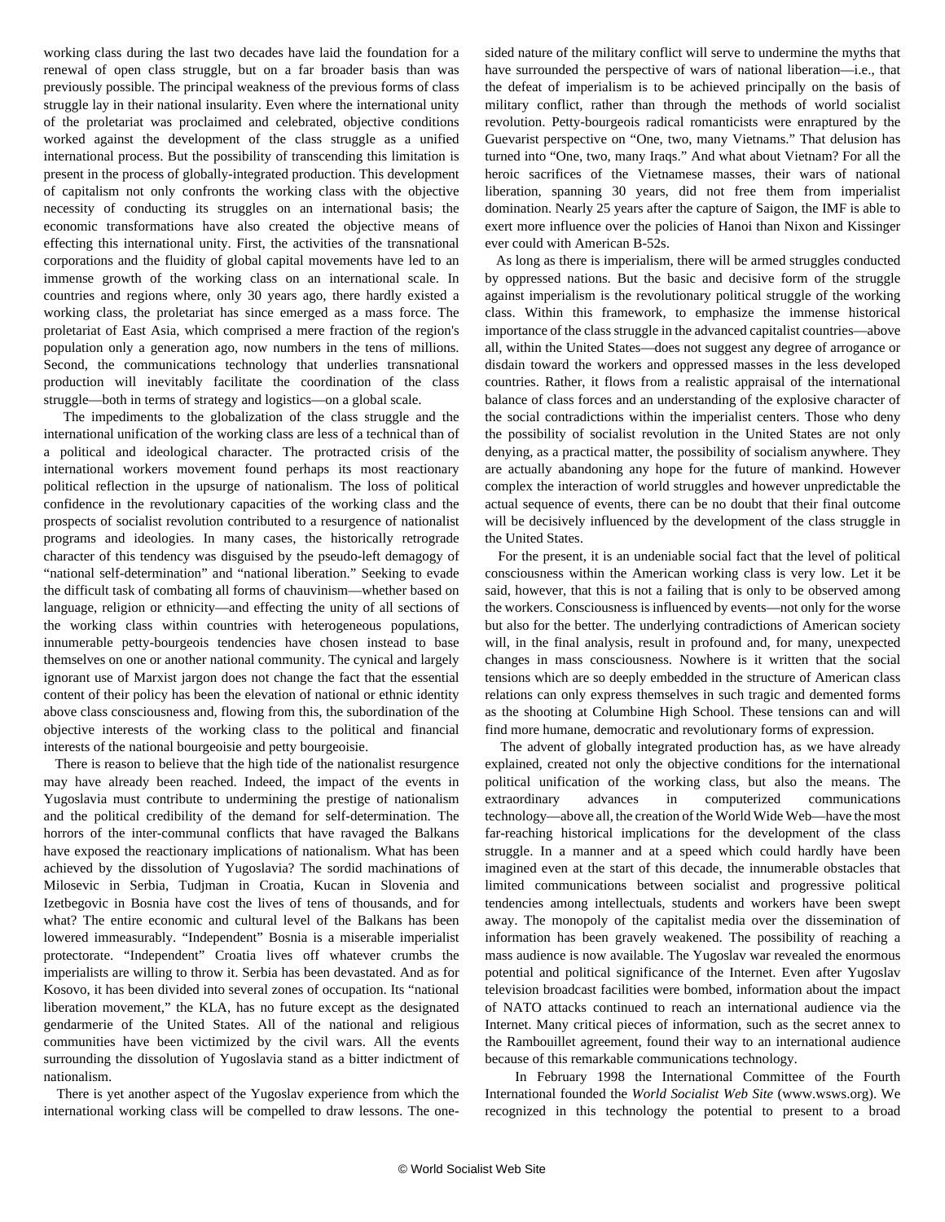working class during the last two decades have laid the foundation for a renewal of open class struggle, but on a far broader basis than was previously possible. The principal weakness of the previous forms of class struggle lay in their national insularity. Even where the international unity of the proletariat was proclaimed and celebrated, objective conditions worked against the development of the class struggle as a unified international process. But the possibility of transcending this limitation is present in the process of globally-integrated production. This development of capitalism not only confronts the working class with the objective necessity of conducting its struggles on an international basis; the economic transformations have also created the objective means of effecting this international unity. First, the activities of the transnational corporations and the fluidity of global capital movements have led to an immense growth of the working class on an international scale. In countries and regions where, only 30 years ago, there hardly existed a working class, the proletariat has since emerged as a mass force. The proletariat of East Asia, which comprised a mere fraction of the region's population only a generation ago, now numbers in the tens of millions. Second, the communications technology that underlies transnational production will inevitably facilitate the coordination of the class struggle—both in terms of strategy and logistics—on a global scale.

The impediments to the globalization of the class struggle and the international unification of the working class are less of a technical than of a political and ideological character. The protracted crisis of the international workers movement found perhaps its most reactionary political reflection in the upsurge of nationalism. The loss of political confidence in the revolutionary capacities of the working class and the prospects of socialist revolution contributed to a resurgence of nationalist programs and ideologies. In many cases, the historically retrograde character of this tendency was disguised by the pseudo-left demagogy of "national self-determination" and "national liberation." Seeking to evade the difficult task of combating all forms of chauvinism—whether based on language, religion or ethnicity—and effecting the unity of all sections of the working class within countries with heterogeneous populations, innumerable petty-bourgeois tendencies have chosen instead to base themselves on one or another national community. The cynical and largely ignorant use of Marxist jargon does not change the fact that the essential content of their policy has been the elevation of national or ethnic identity above class consciousness and, flowing from this, the subordination of the objective interests of the working class to the political and financial interests of the national bourgeoisie and petty bourgeoisie.

There is reason to believe that the high tide of the nationalist resurgence may have already been reached. Indeed, the impact of the events in Yugoslavia must contribute to undermining the prestige of nationalism and the political credibility of the demand for self-determination. The horrors of the inter-communal conflicts that have ravaged the Balkans have exposed the reactionary implications of nationalism. What has been achieved by the dissolution of Yugoslavia? The sordid machinations of Milosevic in Serbia, Tudjman in Croatia, Kucan in Slovenia and Izetbegovic in Bosnia have cost the lives of tens of thousands, and for what? The entire economic and cultural level of the Balkans has been lowered immeasurably. "Independent" Bosnia is a miserable imperialist protectorate. "Independent" Croatia lives off whatever crumbs the imperialists are willing to throw it. Serbia has been devastated. And as for Kosovo, it has been divided into several zones of occupation. Its "national liberation movement," the KLA, has no future except as the designated gendarmerie of the United States. All of the national and religious communities have been victimized by the civil wars. All the events surrounding the dissolution of Yugoslavia stand as a bitter indictment of nationalism.

There is yet another aspect of the Yugoslav experience from which the international working class will be compelled to draw lessons. The one-sided nature of the military conflict will serve to undermine the myths that have surrounded the perspective of wars of national liberation—i.e., that the defeat of imperialism is to be achieved principally on the basis of military conflict, rather than through the methods of world socialist revolution. Petty-bourgeois radical romanticists were enraptured by the Guevarist perspective on "One, two, many Vietnams." That delusion has turned into "One, two, many Iraqs." And what about Vietnam? For all the heroic sacrifices of the Vietnamese masses, their wars of national liberation, spanning 30 years, did not free them from imperialist domination. Nearly 25 years after the capture of Saigon, the IMF is able to exert more influence over the policies of Hanoi than Nixon and Kissinger ever could with American B-52s.

As long as there is imperialism, there will be armed struggles conducted by oppressed nations. But the basic and decisive form of the struggle against imperialism is the revolutionary political struggle of the working class. Within this framework, to emphasize the immense historical importance of the class struggle in the advanced capitalist countries—above all, within the United States—does not suggest any degree of arrogance or disdain toward the workers and oppressed masses in the less developed countries. Rather, it flows from a realistic appraisal of the international balance of class forces and an understanding of the explosive character of the social contradictions within the imperialist centers. Those who deny the possibility of socialist revolution in the United States are not only denying, as a practical matter, the possibility of socialism anywhere. They are actually abandoning any hope for the future of mankind. However complex the interaction of world struggles and however unpredictable the actual sequence of events, there can be no doubt that their final outcome will be decisively influenced by the development of the class struggle in the United States.

For the present, it is an undeniable social fact that the level of political consciousness within the American working class is very low. Let it be said, however, that this is not a failing that is only to be observed among the workers. Consciousness is influenced by events—not only for the worse but also for the better. The underlying contradictions of American society will, in the final analysis, result in profound and, for many, unexpected changes in mass consciousness. Nowhere is it written that the social tensions which are so deeply embedded in the structure of American class relations can only express themselves in such tragic and demented forms as the shooting at Columbine High School. These tensions can and will find more humane, democratic and revolutionary forms of expression.

The advent of globally integrated production has, as we have already explained, created not only the objective conditions for the international political unification of the working class, but also the means. The extraordinary advances in computerized communications technology—above all, the creation of the World Wide Web—have the most far-reaching historical implications for the development of the class struggle. In a manner and at a speed which could hardly have been imagined even at the start of this decade, the innumerable obstacles that limited communications between socialist and progressive political tendencies among intellectuals, students and workers have been swept away. The monopoly of the capitalist media over the dissemination of information has been gravely weakened. The possibility of reaching a mass audience is now available. The Yugoslav war revealed the enormous potential and political significance of the Internet. Even after Yugoslav television broadcast facilities were bombed, information about the impact of NATO attacks continued to reach an international audience via the Internet. Many critical pieces of information, such as the secret annex to the Rambouillet agreement, found their way to an international audience because of this remarkable communications technology.

In February 1998 the International Committee of the Fourth International founded the *World Socialist Web Site* (www.wsws.org). We recognized in this technology the potential to present to a broad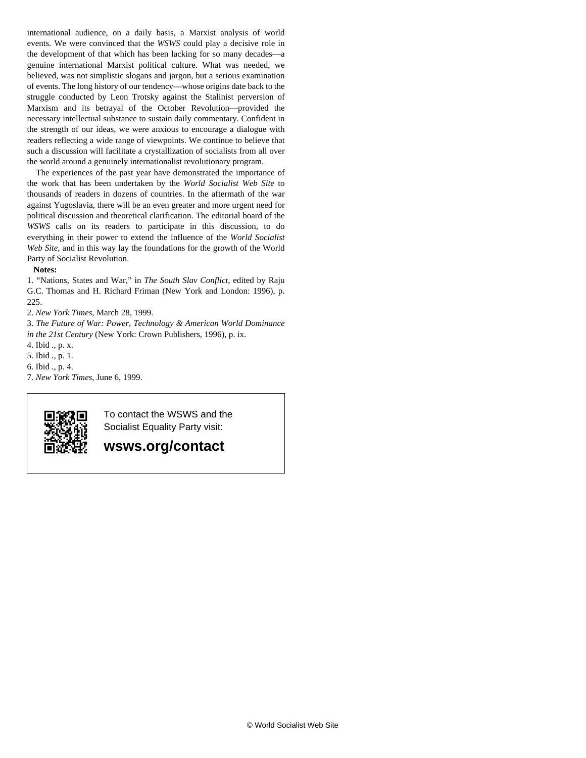international audience, on a daily basis, a Marxist analysis of world events. We were convinced that the *WSWS* could play a decisive role in the development of that which has been lacking for so many decades—a genuine international Marxist political culture. What was needed, we believed, was not simplistic slogans and jargon, but a serious examination of events. The long history of our tendency—whose origins date back to the struggle conducted by Leon Trotsky against the Stalinist perversion of Marxism and its betrayal of the October Revolution—provided the necessary intellectual substance to sustain daily commentary. Confident in the strength of our ideas, we were anxious to encourage a dialogue with readers reflecting a wide range of viewpoints. We continue to believe that such a discussion will facilitate a crystallization of socialists from all over the world around a genuinely internationalist revolutionary program.

The experiences of the past year have demonstrated the importance of the work that has been undertaken by the *World Socialist Web Site* to thousands of readers in dozens of countries. In the aftermath of the war against Yugoslavia, there will be an even greater and more urgent need for political discussion and theoretical clarification. The editorial board of the *WSWS* calls on its readers to participate in this discussion, to do everything in their power to extend the influence of the *World Socialist Web Site*, and in this way lay the foundations for the growth of the World Party of Socialist Revolution.

**Notes:**

1. "Nations, States and War," in *The South Slav Conflict*, edited by Raju G.C. Thomas and H. Richard Friman (New York and London: 1996), p. 225.
2. *New York Times*, March 28, 1999.
3. *The Future of War: Power, Technology & American World Dominance in the 21st Century* (New York: Crown Publishers, 1996), p. ix.
4. Ibid ., p. x.
5. Ibid ., p. 1.
6. Ibid ., p. 4.
7. *New York Times*, June 6, 1999.

To contact the WSWS and the Socialist Equality Party visit:

**wsws.org/contact**